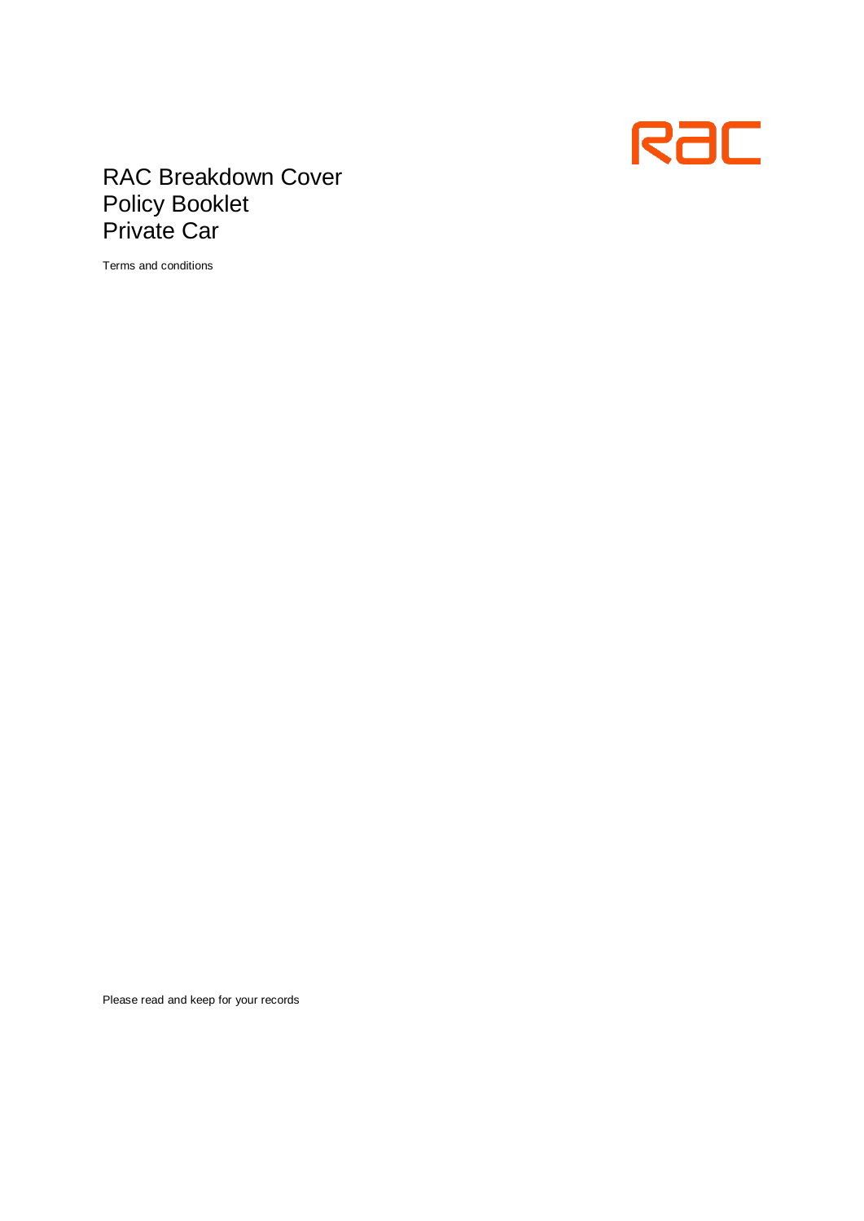RAC

# RAC Breakdown Cover Policy Booklet Private Car

Terms and conditions

Please read and keep for your records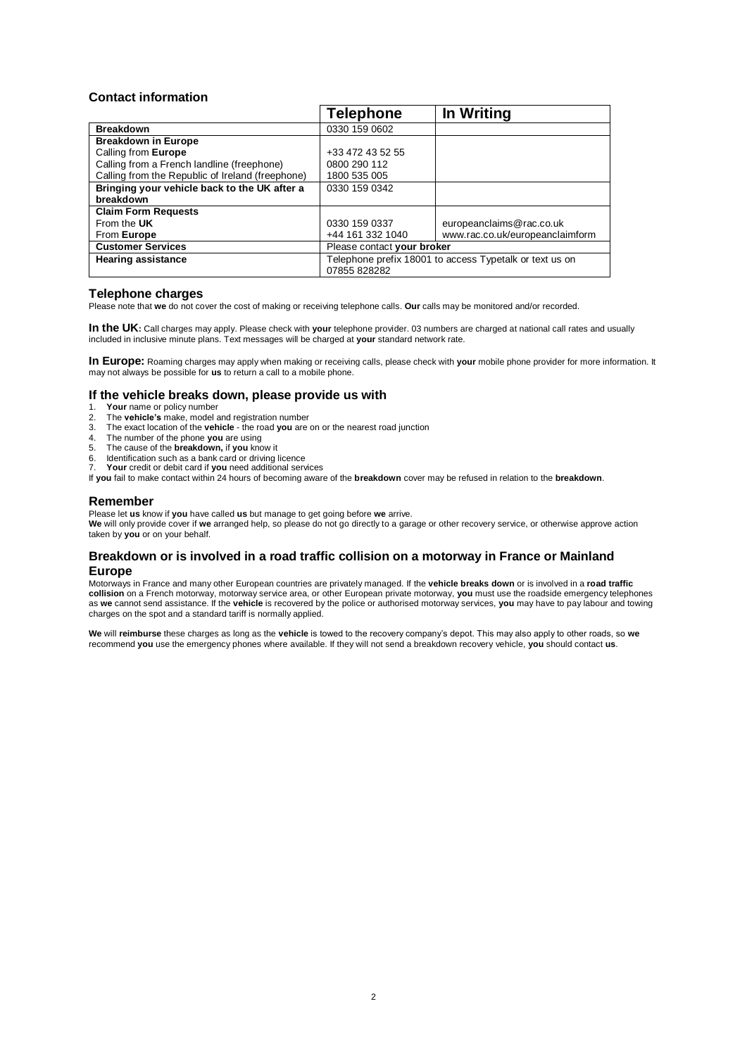## Contact information

| | Telephone | In Writing |
|---|---|---|
| **Breakdown** | 0330 159 0602 | |
| **Breakdown in Europe**<br>Calling from **Europe**<br>Calling from a French landline (freephone)<br>Calling from the Republic of Ireland (freephone) | <br>+33 472 43 52 55<br>0800 290 112<br>1800 535 005 | |
| **Bringing your vehicle back to the UK after a breakdown** | 0330 159 0342 | |
| **Claim Form Requests**<br>From the **UK**<br>From **Europe** | <br>0330 159 0337<br>+44 161 332 1040 | <br>europeanclaims@rac.co.uk<br>www.rac.co.uk/europeanclaimform |
| **Customer Services** | Please contact **your broker** | |
| **Hearing assistance** | Telephone prefix 18001 to access Typetalk or text us on 07855 828282 | |

## Telephone charges

Please note that **we** do not cover the cost of making or receiving telephone calls. **Our** calls may be monitored and/or recorded.

**In the UK:** Call charges may apply. Please check with **your** telephone provider. 03 numbers are charged at national call rates and usually included in inclusive minute plans. Text messages will be charged at **your** standard network rate.

**In Europe:** Roaming charges may apply when making or receiving calls, please check with **your** mobile phone provider for more information. It may not always be possible for **us** to return a call to a mobile phone.

## If the vehicle breaks down, please provide us with

1. **Your** name or policy number
2. The **vehicle's** make, model and registration number
3. The exact location of the **vehicle** - the road **you** are on or the nearest road junction
4. The number of the phone **you** are using
5. The cause of the **breakdown,** if **you** know it
6. Identification such as a bank card or driving licence
7. **Your** credit or debit card if **you** need additional services

If **you** fail to make contact within 24 hours of becoming aware of the **breakdown** cover may be refused in relation to the **breakdown**.

## Remember

Please let **us** know if **you** have called **us** but manage to get going before **we** arrive.
**We** will only provide cover if **we** arranged help, so please do not go directly to a garage or other recovery service, or otherwise approve action taken by **you** or on your behalf.

## Breakdown or is involved in a road traffic collision on a motorway in France or Mainland Europe

Motorways in France and many other European countries are privately managed. If the **vehicle breaks down** or is involved in a **road traffic collision** on a French motorway, motorway service area, or other European private motorway, **you** must use the roadside emergency telephones as **we** cannot send assistance. If the **vehicle** is recovered by the police or authorised motorway services, **you** may have to pay labour and towing charges on the spot and a standard tariff is normally applied.

**We** will **reimburse** these charges as long as the **vehicle** is towed to the recovery company's depot. This may also apply to other roads, so **we** recommend **you** use the emergency phones where available. If they will not send a breakdown recovery vehicle, **you** should contact **us**.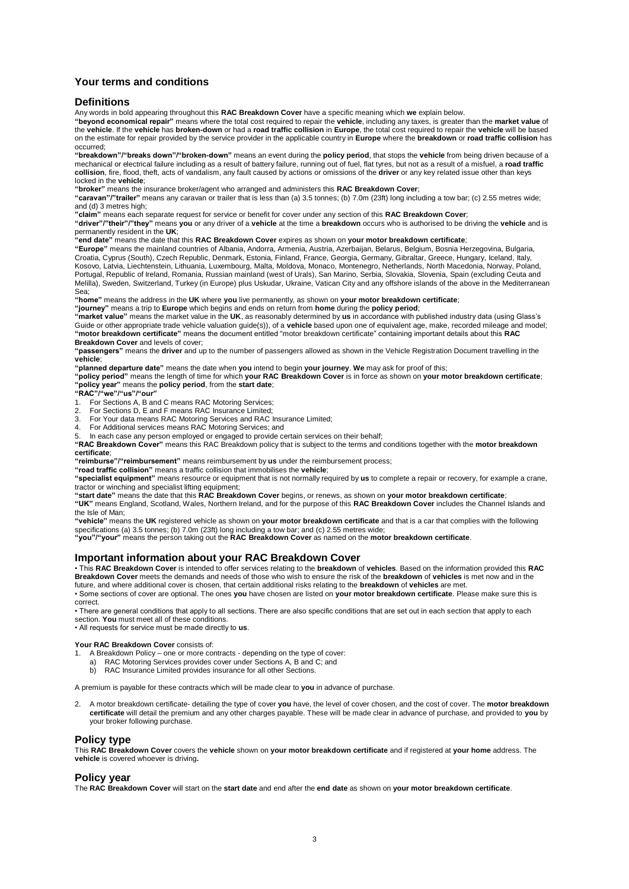## Your terms and conditions

## Definitions

Any words in bold appearing throughout this **RAC Breakdown Cover** have a specific meaning which **we** explain below.

**"beyond economical repair"** means where the total cost required to repair the **vehicle**, including any taxes, is greater than the **market value** of the **vehicle**. If the **vehicle** has **broken-down** or had a **road traffic collision** in **Europe**, the total cost required to repair the **vehicle** will be based on the estimate for repair provided by the service provider in the applicable country in **Europe** where the **breakdown** or **road traffic collision** has occurred;

**"breakdown"/"breaks down"/"broken-down"** means an event during the **policy period**, that stops the **vehicle** from being driven because of a mechanical or electrical failure including as a result of battery failure, running out of fuel, flat tyres, but not as a result of a misfuel, a **road traffic collision**, fire, flood, theft, acts of vandalism, any fault caused by actions or omissions of the **driver** or any key related issue other than keys locked in the **vehicle**;

**"broker"** means the insurance broker/agent who arranged and administers this **RAC Breakdown Cover**;

**"caravan"/"trailer"** means any caravan or trailer that is less than (a) 3.5 tonnes; (b) 7.0m (23ft) long including a tow bar; (c) 2.55 metres wide; and (d) 3 metres high;

**"claim"** means each separate request for service or benefit for cover under any section of this **RAC Breakdown Cover**;

**"driver"/"their"/"they"** means **you** or any driver of a **vehicle** at the time a **breakdown** occurs who is authorised to be driving the **vehicle** and is permanently resident in the **UK**;

**"end date"** means the date that this **RAC Breakdown Cover** expires as shown on **your motor breakdown certificate**;

**"Europe"** means the mainland countries of Albania, Andorra, Armenia, Austria, Azerbaijan, Belarus, Belgium, Bosnia Herzegovina, Bulgaria, Croatia, Cyprus (South), Czech Republic, Denmark, Estonia, Finland, France, Georgia, Germany, Gibraltar, Greece, Hungary, Iceland, Italy, Kosovo, Latvia, Liechtenstein, Lithuania, Luxembourg, Malta, Moldova, Monaco, Montenegro, Netherlands, North Macedonia, Norway, Poland, Portugal, Republic of Ireland, Romania, Russian mainland (west of Urals), San Marino, Serbia, Slovakia, Slovenia, Spain (excluding Ceuta and Melilla), Sweden, Switzerland, Turkey (in Europe) plus Uskudar, Ukraine, Vatican City and any offshore islands of the above in the Mediterranean Sea;

**"home"** means the address in the **UK** where **you** live permanently, as shown on **your motor breakdown certificate**;

**"journey"** means a trip to **Europe** which begins and ends on return from **home** during the **policy period**;

**"market value"** means the market value in the **UK**, as reasonably determined by **us** in accordance with published industry data (using Glass's Guide or other appropriate trade vehicle valuation guide(s)), of a **vehicle** based upon one of equivalent age, make, recorded mileage and model;

**"motor breakdown certificate"** means the document entitled "motor breakdown certificate" containing important details about this **RAC Breakdown Cover** and levels of cover;

**"passengers"** means the **driver** and up to the number of passengers allowed as shown in the Vehicle Registration Document travelling in the **vehicle**;

**"planned departure date"** means the date when **you** intend to begin **your journey**. **We** may ask for proof of this;

**"policy period"** means the length of time for which **your RAC Breakdown Cover** is in force as shown on **your motor breakdown certificate**;

**"policy year"** means the **policy period**, from the **start date**;

**"RAC"/"we"/"us"/"our"**

1. For Sections A, B and C means RAC Motoring Services;
2. For Sections D, E and F means RAC Insurance Limited;
3. For Your data means RAC Motoring Services and RAC Insurance Limited;
4. For Additional services means RAC Motoring Services; and
5. In each case any person employed or engaged to provide certain services on their behalf;

**"RAC Breakdown Cover"** means this RAC Breakdown policy that is subject to the terms and conditions together with the **motor breakdown certificate**;

**"reimburse"/"reimbursement"** means reimbursement by **us** under the reimbursement process;

**"road traffic collision"** means a traffic collision that immobilises the **vehicle**;

**"specialist equipment"** means resource or equipment that is not normally required by **us** to complete a repair or recovery, for example a crane, tractor or winching and specialist lifting equipment;

**"start date"** means the date that this **RAC Breakdown Cover** begins, or renews, as shown on **your motor breakdown certificate**;

**"UK"** means England, Scotland, Wales, Northern Ireland, and for the purpose of this **RAC Breakdown Cover** includes the Channel Islands and the Isle of Man;

**"vehicle"** means the **UK** registered vehicle as shown on **your motor breakdown certificate** and that is a car that complies with the following specifications (a) 3.5 tonnes; (b) 7.0m (23ft) long including a tow bar; and (c) 2.55 metres wide;

**"you"/"your"** means the person taking out the **RAC Breakdown Cover** as named on the **motor breakdown certificate**.

## Important information about your RAC Breakdown Cover

• This **RAC Breakdown Cover** is intended to offer services relating to the **breakdown** of **vehicles**. Based on the information provided this **RAC Breakdown Cover** meets the demands and needs of those who wish to ensure the risk of the **breakdown** of **vehicles** is met now and in the future, and where additional cover is chosen, that certain additional risks relating to the **breakdown** of **vehicles** are met.

• Some sections of cover are optional. The ones **you** have chosen are listed on **your motor breakdown certificate**. Please make sure this is correct.

• There are general conditions that apply to all sections. There are also specific conditions that are set out in each section that apply to each section. **You** must meet all of these conditions.

• All requests for service must be made directly to **us**.

**Your RAC Breakdown Cover** consists of:

1. A Breakdown Policy – one or more contracts - depending on the type of cover:
   a) RAC Motoring Services provides cover under Sections A, B and C; and
   b) RAC Insurance Limited provides insurance for all other Sections.

A premium is payable for these contracts which will be made clear to **you** in advance of purchase.

2. A motor breakdown certificate- detailing the type of cover **you** have, the level of cover chosen, and the cost of cover. The **motor breakdown certificate** will detail the premium and any other charges payable. These will be made clear in advance of purchase, and provided to **you** by your broker following purchase.

## Policy type

This **RAC Breakdown Cover** covers the **vehicle** shown on **your motor breakdown certificate** and if registered at **your home** address. The **vehicle** is covered whoever is driving**.**

## Policy year

The **RAC Breakdown Cover** will start on the **start date** and end after the **end date** as shown on **your motor breakdown certificate**.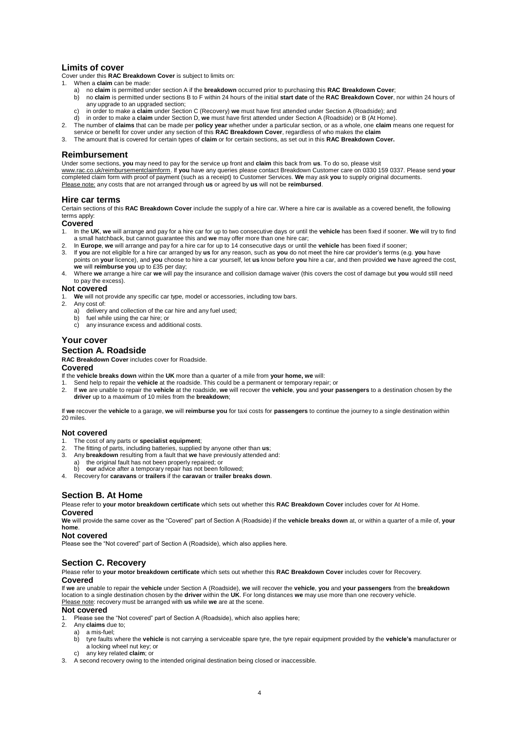## Limits of cover

Cover under this **RAC Breakdown Cover** is subject to limits on:

1. When a **claim** can be made:
   a) no **claim** is permitted under section A if the **breakdown** occurred prior to purchasing this **RAC Breakdown Cover**;
   b) no **claim** is permitted under sections B to F within 24 hours of the initial **start date** of the **RAC Breakdown Cover**, nor within 24 hours of any upgrade to an upgraded section;
   c) in order to make a **claim** under Section C (Recovery) **we** must have first attended under Section A (Roadside); and
   d) in order to make a **claim** under Section D, **we** must have first attended under Section A (Roadside) or B (At Home).
2. The number of **claims** that can be made per **policy year** whether under a particular section, or as a whole, one **claim** means one request for service or benefit for cover under any section of this **RAC Breakdown Cover**, regardless of who makes the **claim**
3. The amount that is covered for certain types of **claim** or for certain sections, as set out in this **RAC Breakdown Cover.**

## Reimbursement

Under some sections, **you** may need to pay for the service up front and **claim** this back from **us**. To do so, please visit www.rac.co.uk/reimbursementclaimform. If **you** have any queries please contact Breakdown Customer care on 0330 159 0337. Please send **your** completed claim form with proof of payment (such as a receipt) to Customer Services. **We** may ask **you** to supply original documents.
Please note: any costs that are not arranged through **us** or agreed by **us** will not be **reimbursed**.

## Hire car terms

Certain sections of this **RAC Breakdown Cover** include the supply of a hire car. Where a hire car is available as a covered benefit, the following terms apply:

### Covered

1. In the **UK**, **we** will arrange and pay for a hire car for up to two consecutive days or until the **vehicle** has been fixed if sooner. **We** will try to find a small hatchback, but cannot guarantee this and **we** may offer more than one hire car;
2. In **Europe**, **we** will arrange and pay for a hire car for up to 14 consecutive days or until the **vehicle** has been fixed if sooner;
3. If **you** are not eligible for a hire car arranged by **us** for any reason, such as **you** do not meet the hire car provider's terms (e.g. **you** have points on **your** licence), and **you** choose to hire a car yourself, let **us** know before **you** hire a car, and then provided **we** have agreed the cost, **we** will **reimburse you** up to £35 per day;
4. Where **we** arrange a hire car **we** will pay the insurance and collision damage waiver (this covers the cost of damage but **you** would still need to pay the excess).

### Not covered

1. **We** will not provide any specific car type, model or accessories, including tow bars.
2. Any cost of:
   a) delivery and collection of the car hire and any fuel used;
   b) fuel while using the car hire; or
   c) any insurance excess and additional costs.

## Your cover

## Section A. Roadside

**RAC Breakdown Cover** includes cover for Roadside.

### Covered

If the **vehicle breaks down** within the **UK** more than a quarter of a mile from **your home, we** will:

1. Send help to repair the **vehicle** at the roadside. This could be a permanent or temporary repair; or
2. If **we** are unable to repair the **vehicle** at the roadside, **we** will recover the **vehicle**, **you** and **your passengers** to a destination chosen by the **driver** up to a maximum of 10 miles from the **breakdown**;

If **we** recover the **vehicle** to a garage, **we** will **reimburse you** for taxi costs for **passengers** to continue the journey to a single destination within 20 miles.

### Not covered

1. The cost of any parts or **specialist equipment**;
2. The fitting of parts, including batteries, supplied by anyone other than **us**;
3. Any **breakdown** resulting from a fault that **we** have previously attended and:
   a) the original fault has not been properly repaired; or
   b) **our** advice after a temporary repair has not been followed;
4. Recovery for **caravans** or **trailers** if the **caravan** or **trailer breaks down**.

## Section B. At Home

Please refer to **your motor breakdown certificate** which sets out whether this **RAC Breakdown Cover** includes cover for At Home.

### Covered

**We** will provide the same cover as the "Covered" part of Section A (Roadside) if the **vehicle breaks down** at, or within a quarter of a mile of, **your home**.

### Not covered

Please see the "Not covered" part of Section A (Roadside), which also applies here.

## Section C. Recovery

Please refer to **your motor breakdown certificate** which sets out whether this **RAC Breakdown Cover** includes cover for Recovery.

### Covered

If **we** are unable to repair the **vehicle** under Section A (Roadside), **we** will recover the **vehicle**, **you** and **your passengers** from the **breakdown** location to a single destination chosen by the **driver** within the **UK**. For long distances **we** may use more than one recovery vehicle.
Please note: recovery must be arranged with **us** while **we** are at the scene.

### Not covered

1. Please see the "Not covered" part of Section A (Roadside), which also applies here;
2. Any **claims** due to;
   a) a mis-fuel;
   b) tyre faults where the **vehicle** is not carrying a serviceable spare tyre, the tyre repair equipment provided by the **vehicle's** manufacturer or a locking wheel nut key; or
   c) any key related **claim**; or
3. A second recovery owing to the intended original destination being closed or inaccessible.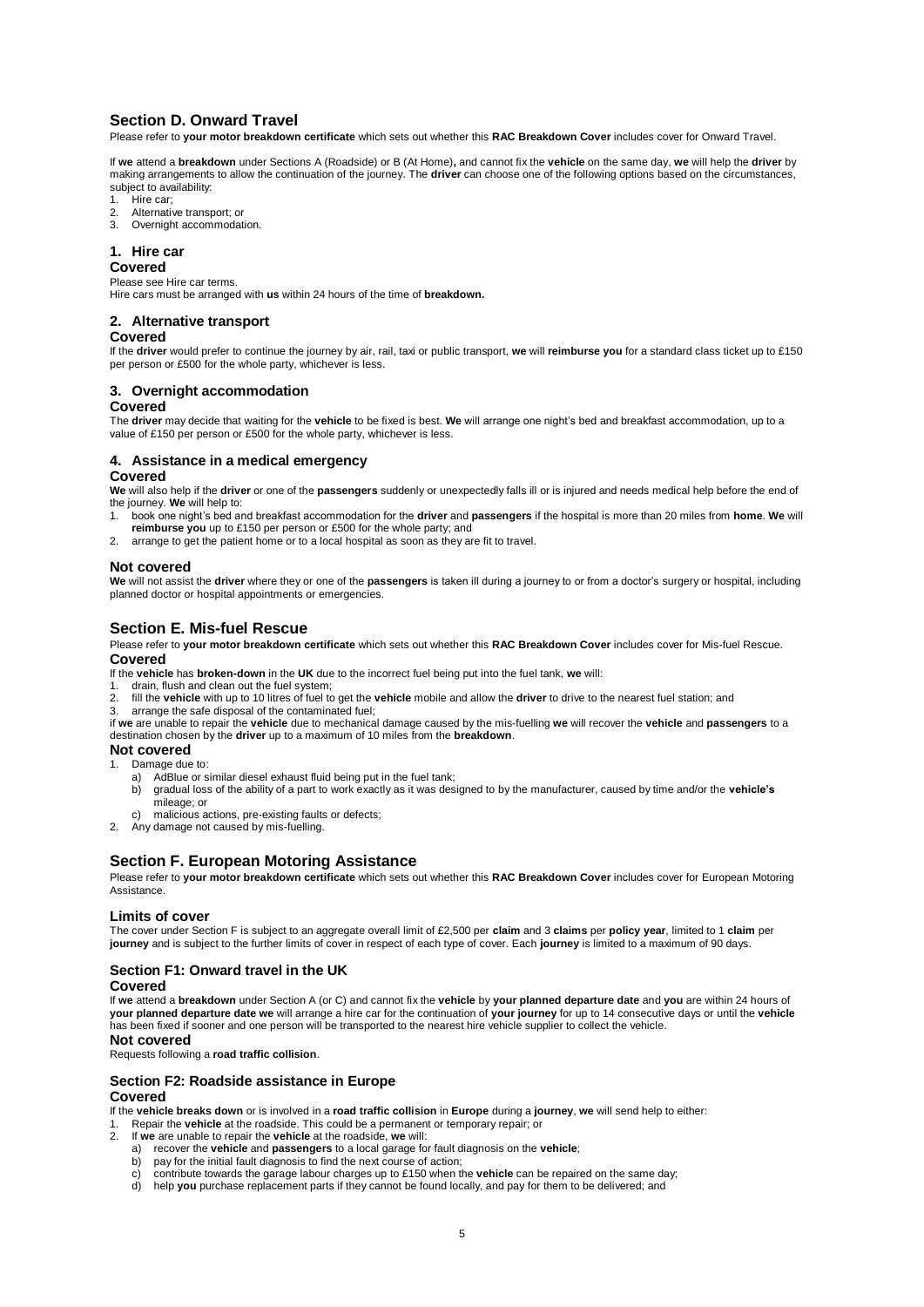## Section D. Onward Travel

Please refer to **your motor breakdown certificate** which sets out whether this **RAC Breakdown Cover** includes cover for Onward Travel.

If **we** attend a **breakdown** under Sections A (Roadside) or B (At Home)**,** and cannot fix the **vehicle** on the same day, **we** will help the **driver** by making arrangements to allow the continuation of the journey. The **driver** can choose one of the following options based on the circumstances, subject to availability:

1. Hire car;
2. Alternative transport; or
3. Overnight accommodation.

### 1. Hire car

**Covered**

Please see Hire car terms.

Hire cars must be arranged with **us** within 24 hours of the time of **breakdown.**

### 2. Alternative transport

**Covered**

If the **driver** would prefer to continue the journey by air, rail, taxi or public transport, **we** will **reimburse you** for a standard class ticket up to £150 per person or £500 for the whole party, whichever is less.

### 3. Overnight accommodation

**Covered**

The **driver** may decide that waiting for the **vehicle** to be fixed is best. **We** will arrange one night's bed and breakfast accommodation, up to a value of £150 per person or £500 for the whole party, whichever is less.

### 4. Assistance in a medical emergency

**Covered**

**We** will also help if the **driver** or one of the **passengers** suddenly or unexpectedly falls ill or is injured and needs medical help before the end of the journey. **We** will help to:

1. book one night's bed and breakfast accommodation for the **driver** and **passengers** if the hospital is more than 20 miles from **home**. **We** will **reimburse you** up to £150 per person or £500 for the whole party; and
2. arrange to get the patient home or to a local hospital as soon as they are fit to travel.

**Not covered**

**We** will not assist the **driver** where they or one of the **passengers** is taken ill during a journey to or from a doctor's surgery or hospital, including planned doctor or hospital appointments or emergencies.

## Section E. Mis-fuel Rescue

Please refer to **your motor breakdown certificate** which sets out whether this **RAC Breakdown Cover** includes cover for Mis-fuel Rescue.

**Covered**

If the **vehicle** has **broken-down** in the **UK** due to the incorrect fuel being put into the fuel tank, **we** will:

1. drain, flush and clean out the fuel system;
2. fill the **vehicle** with up to 10 litres of fuel to get the **vehicle** mobile and allow the **driver** to drive to the nearest fuel station; and
3. arrange the safe disposal of the contaminated fuel;

if **we** are unable to repair the **vehicle** due to mechanical damage caused by the mis-fuelling **we** will recover the **vehicle** and **passengers** to a destination chosen by the **driver** up to a maximum of 10 miles from the **breakdown**.

**Not covered**

1. Damage due to:
   a) AdBlue or similar diesel exhaust fluid being put in the fuel tank;
   b) gradual loss of the ability of a part to work exactly as it was designed to by the manufacturer, caused by time and/or the **vehicle's** mileage; or
   c) malicious actions, pre-existing faults or defects;
2. Any damage not caused by mis-fuelling.

## Section F. European Motoring Assistance

Please refer to **your motor breakdown certificate** which sets out whether this **RAC Breakdown Cover** includes cover for European Motoring Assistance.

**Limits of cover**

The cover under Section F is subject to an aggregate overall limit of £2,500 per **claim** and 3 **claims** per **policy year**, limited to 1 **claim** per **journey** and is subject to the further limits of cover in respect of each type of cover. Each **journey** is limited to a maximum of 90 days.

### Section F1: Onward travel in the UK

**Covered**

If **we** attend a **breakdown** under Section A (or C) and cannot fix the **vehicle** by **your planned departure date** and **you** are within 24 hours of **your planned departure date we** will arrange a hire car for the continuation of **your journey** for up to 14 consecutive days or until the **vehicle** has been fixed if sooner and one person will be transported to the nearest hire vehicle supplier to collect the vehicle.

**Not covered**

Requests following a **road traffic collision**.

### Section F2: Roadside assistance in Europe

**Covered**

If the **vehicle breaks down** or is involved in a **road traffic collision** in **Europe** during a **journey**, **we** will send help to either:

1. Repair the **vehicle** at the roadside. This could be a permanent or temporary repair; or
2. If **we** are unable to repair the **vehicle** at the roadside, **we** will:
   a) recover the **vehicle** and **passengers** to a local garage for fault diagnosis on the **vehicle**;
   b) pay for the initial fault diagnosis to find the next course of action;
   c) contribute towards the garage labour charges up to £150 when the **vehicle** can be repaired on the same day;
   d) help **you** purchase replacement parts if they cannot be found locally, and pay for them to be delivered; and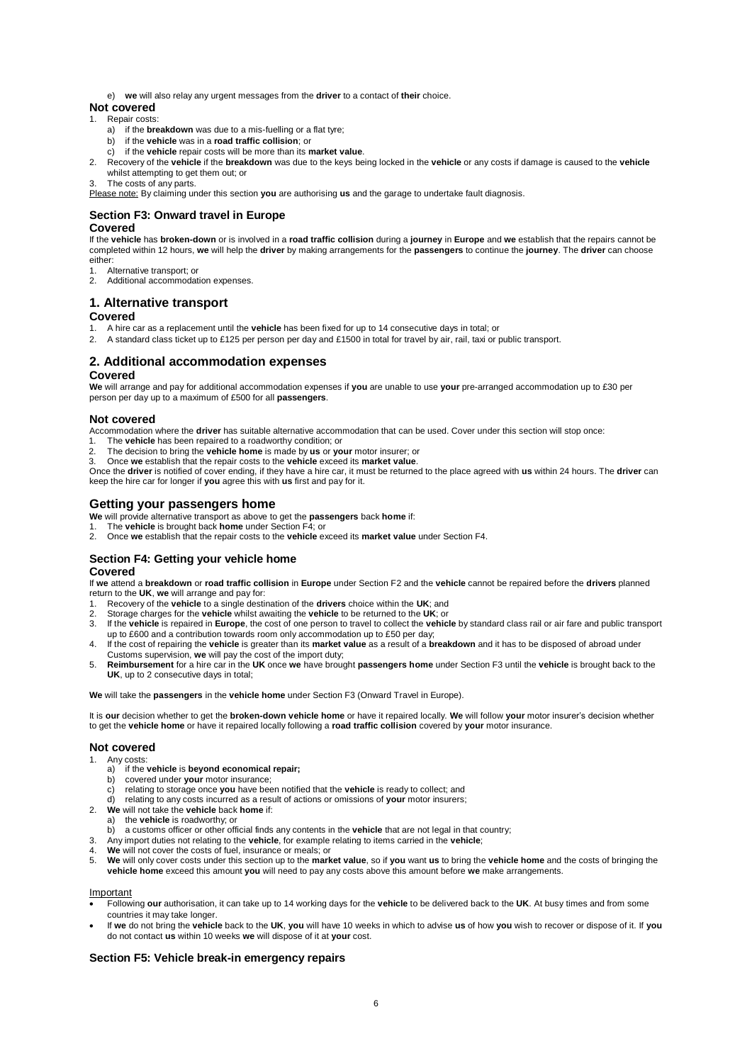e) **we** will also relay any urgent messages from the **driver** to a contact of **their** choice.

### Not covered

1. Repair costs:
   a) if the **breakdown** was due to a mis-fuelling or a flat tyre;
   b) if the **vehicle** was in a **road traffic collision**; or
   c) if the **vehicle** repair costs will be more than its **market value**.
2. Recovery of the **vehicle** if the **breakdown** was due to the keys being locked in the **vehicle** or any costs if damage is caused to the **vehicle** whilst attempting to get them out; or
3. The costs of any parts.

Please note: By claiming under this section **you** are authorising **us** and the garage to undertake fault diagnosis.

## Section F3: Onward travel in Europe

### Covered

If the **vehicle** has **broken-down** or is involved in a **road traffic collision** during a **journey** in **Europe** and **we** establish that the repairs cannot be completed within 12 hours, **we** will help the **driver** by making arrangements for the **passengers** to continue the **journey**. The **driver** can choose either:

1. Alternative transport; or
2. Additional accommodation expenses.

## 1. Alternative transport

### Covered

1. A hire car as a replacement until the **vehicle** has been fixed for up to 14 consecutive days in total; or
2. A standard class ticket up to £125 per person per day and £1500 in total for travel by air, rail, taxi or public transport.

## 2. Additional accommodation expenses

### Covered

**We** will arrange and pay for additional accommodation expenses if **you** are unable to use **your** pre-arranged accommodation up to £30 per person per day up to a maximum of £500 for all **passengers**.

### Not covered

Accommodation where the **driver** has suitable alternative accommodation that can be used. Cover under this section will stop once:

1. The **vehicle** has been repaired to a roadworthy condition; or
2. The decision to bring the **vehicle home** is made by **us** or **your** motor insurer; or
3. Once **we** establish that the repair costs to the **vehicle** exceed its **market value**.

Once the **driver** is notified of cover ending, if they have a hire car, it must be returned to the place agreed with **us** within 24 hours. The **driver** can keep the hire car for longer if **you** agree this with **us** first and pay for it.

## Getting your passengers home

**We** will provide alternative transport as above to get the **passengers** back **home** if:

1. The **vehicle** is brought back **home** under Section F4; or
2. Once **we** establish that the repair costs to the **vehicle** exceed its **market value** under Section F4.

## Section F4: Getting your vehicle home

### Covered

If **we** attend a **breakdown** or **road traffic collision** in **Europe** under Section F2 and the **vehicle** cannot be repaired before the **drivers** planned return to the **UK**, **we** will arrange and pay for:

1. Recovery of the **vehicle** to a single destination of the **drivers** choice within the **UK**; and
2. Storage charges for the **vehicle** whilst awaiting the **vehicle** to be returned to the **UK**; or
3. If the **vehicle** is repaired in **Europe**, the cost of one person to travel to collect the **vehicle** by standard class rail or air fare and public transport up to £600 and a contribution towards room only accommodation up to £50 per day;
4. If the cost of repairing the **vehicle** is greater than its **market value** as a result of a **breakdown** and it has to be disposed of abroad under Customs supervision, **we** will pay the cost of the import duty;
5. **Reimbursement** for a hire car in the **UK** once **we** have brought **passengers home** under Section F3 until the **vehicle** is brought back to the **UK**, up to 2 consecutive days in total;

**We** will take the **passengers** in the **vehicle home** under Section F3 (Onward Travel in Europe).

It is **our** decision whether to get the **broken-down vehicle home** or have it repaired locally. **We** will follow **your** motor insurer's decision whether to get the **vehicle home** or have it repaired locally following a **road traffic collision** covered by **your** motor insurance.

### Not covered

1. Any costs:
   a) if the **vehicle** is **beyond economical repair;**
   b) covered under **your** motor insurance;
   c) relating to storage once **you** have been notified that the **vehicle** is ready to collect; and
   d) relating to any costs incurred as a result of actions or omissions of **your** motor insurers;
2. **We** will not take the **vehicle** back **home** if:
   a) the **vehicle** is roadworthy; or
   b) a customs officer or other official finds any contents in the **vehicle** that are not legal in that country;
3. Any import duties not relating to the **vehicle**, for example relating to items carried in the **vehicle**;
4. **We** will not cover the costs of fuel, insurance or meals; or
5. **We** will only cover costs under this section up to the **market value**, so if **you** want **us** to bring the **vehicle home** and the costs of bringing the **vehicle home** exceed this amount **you** will need to pay any costs above this amount before **we** make arrangements.

Important

- Following **our** authorisation, it can take up to 14 working days for the **vehicle** to be delivered back to the **UK**. At busy times and from some countries it may take longer.
- If **we** do not bring the **vehicle** back to the **UK**, **you** will have 10 weeks in which to advise **us** of how **you** wish to recover or dispose of it. If **you** do not contact **us** within 10 weeks **we** will dispose of it at **your** cost.

## Section F5: Vehicle break-in emergency repairs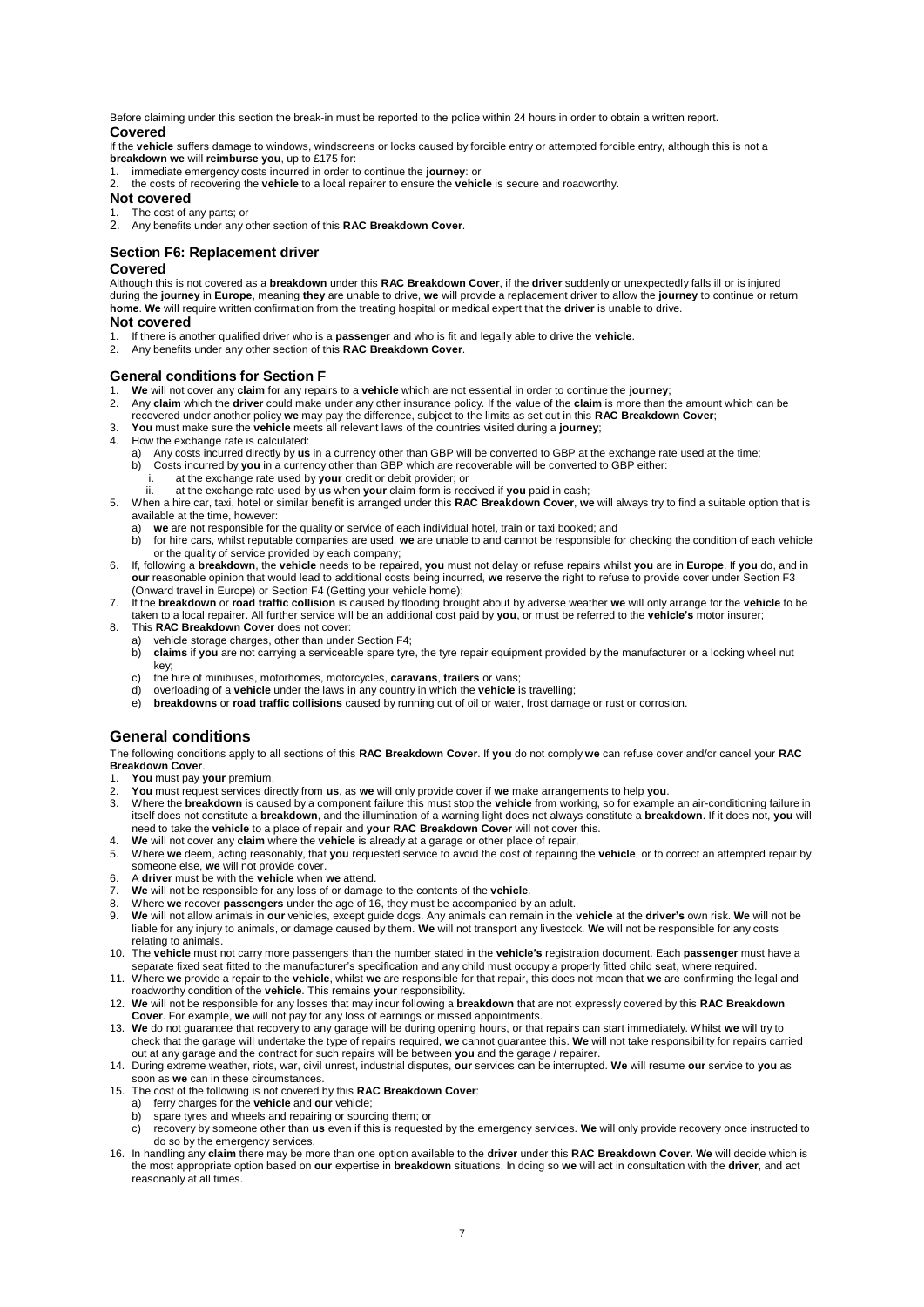Before claiming under this section the break-in must be reported to the police within 24 hours in order to obtain a written report.

**Covered**

If the **vehicle** suffers damage to windows, windscreens or locks caused by forcible entry or attempted forcible entry, although this is not a **breakdown we** will **reimburse you**, up to £175 for:

1. immediate emergency costs incurred in order to continue the **journey**: or
2. the costs of recovering the **vehicle** to a local repairer to ensure the **vehicle** is secure and roadworthy.

**Not covered**

1. The cost of any parts; or
2. Any benefits under any other section of this **RAC Breakdown Cover**.

### Section F6: Replacement driver

**Covered**

Although this is not covered as a **breakdown** under this **RAC Breakdown Cover**, if the **driver** suddenly or unexpectedly falls ill or is injured during the **journey** in **Europe**, meaning **they** are unable to drive, **we** will provide a replacement driver to allow the **journey** to continue or return **home**. **We** will require written confirmation from the treating hospital or medical expert that the **driver** is unable to drive.

**Not covered**

1. If there is another qualified driver who is a **passenger** and who is fit and legally able to drive the **vehicle**.
2. Any benefits under any other section of this **RAC Breakdown Cover**.

### General conditions for Section F

1. **We** will not cover any **claim** for any repairs to a **vehicle** which are not essential in order to continue the **journey**;
2. Any **claim** which the **driver** could make under any other insurance policy. If the value of the **claim** is more than the amount which can be recovered under another policy **we** may pay the difference, subject to the limits as set out in this **RAC Breakdown Cover**;
3. **You** must make sure the **vehicle** meets all relevant laws of the countries visited during a **journey**;
4. How the exchange rate is calculated:
   a) Any costs incurred directly by **us** in a currency other than GBP will be converted to GBP at the exchange rate used at the time;
   b) Costs incurred by **you** in a currency other than GBP which are recoverable will be converted to GBP either:
      i. at the exchange rate used by **your** credit or debit provider; or
      ii. at the exchange rate used by **us** when **your** claim form is received if **you** paid in cash;
5. When a hire car, taxi, hotel or similar benefit is arranged under this **RAC Breakdown Cover**, **we** will always try to find a suitable option that is available at the time, however:
   a) **we** are not responsible for the quality or service of each individual hotel, train or taxi booked; and
   b) for hire cars, whilst reputable companies are used, **we** are unable to and cannot be responsible for checking the condition of each vehicle or the quality of service provided by each company;
6. If, following a **breakdown**, the **vehicle** needs to be repaired, **you** must not delay or refuse repairs whilst **you** are in **Europe**. If **you** do, and in **our** reasonable opinion that would lead to additional costs being incurred, **we** reserve the right to refuse to provide cover under Section F3 (Onward travel in Europe) or Section F4 (Getting your vehicle home);
7. If the **breakdown** or **road traffic collision** is caused by flooding brought about by adverse weather **we** will only arrange for the **vehicle** to be taken to a local repairer. All further service will be an additional cost paid by **you**, or must be referred to the **vehicle's** motor insurer;
8. This **RAC Breakdown Cover** does not cover:
   a) vehicle storage charges, other than under Section F4;
   b) **claims** if **you** are not carrying a serviceable spare tyre, the tyre repair equipment provided by the manufacturer or a locking wheel nut key;
   c) the hire of minibuses, motorhomes, motorcycles, **caravans**, **trailers** or vans;
   d) overloading of a **vehicle** under the laws in any country in which the **vehicle** is travelling;
   e) **breakdowns** or **road traffic collisions** caused by running out of oil or water, frost damage or rust or corrosion.

## General conditions

The following conditions apply to all sections of this **RAC Breakdown Cover**. If **you** do not comply **we** can refuse cover and/or cancel your **RAC Breakdown Cover**.

1. **You** must pay **your** premium.
2. **You** must request services directly from **us**, as **we** will only provide cover if **we** make arrangements to help **you**.
3. Where the **breakdown** is caused by a component failure this must stop the **vehicle** from working, so for example an air-conditioning failure in itself does not constitute a **breakdown**, and the illumination of a warning light does not always constitute a **breakdown**. If it does not, **you** will need to take the **vehicle** to a place of repair and **your RAC Breakdown Cover** will not cover this.
4. **We** will not cover any **claim** where the **vehicle** is already at a garage or other place of repair.
5. Where **we** deem, acting reasonably, that **you** requested service to avoid the cost of repairing the **vehicle**, or to correct an attempted repair by someone else, **we** will not provide cover.
6. A **driver** must be with the **vehicle** when **we** attend.
7. **We** will not be responsible for any loss of or damage to the contents of the **vehicle**.
8. Where **we** recover **passengers** under the age of 16, they must be accompanied by an adult.
9. **We** will not allow animals in **our** vehicles, except guide dogs. Any animals can remain in the **vehicle** at the **driver's** own risk. **We** will not be liable for any injury to animals, or damage caused by them. **We** will not transport any livestock. **We** will not be responsible for any costs relating to animals.
10. The **vehicle** must not carry more passengers than the number stated in the **vehicle's** registration document. Each **passenger** must have a separate fixed seat fitted to the manufacturer's specification and any child must occupy a properly fitted child seat, where required.
11. Where **we** provide a repair to the **vehicle**, whilst **we** are responsible for that repair, this does not mean that **we** are confirming the legal and roadworthy condition of the **vehicle**. This remains **your** responsibility.
12. **We** will not be responsible for any losses that may incur following a **breakdown** that are not expressly covered by this **RAC Breakdown Cover**. For example, **we** will not pay for any loss of earnings or missed appointments.
13. **We** do not guarantee that recovery to any garage will be during opening hours, or that repairs can start immediately. Whilst **we** will try to check that the garage will undertake the type of repairs required, **we** cannot guarantee this. **We** will not take responsibility for repairs carried out at any garage and the contract for such repairs will be between **you** and the garage / repairer.
14. During extreme weather, riots, war, civil unrest, industrial disputes, **our** services can be interrupted. **We** will resume **our** service to **you** as soon as **we** can in these circumstances.
15. The cost of the following is not covered by this **RAC Breakdown Cover**:
    a) ferry charges for the **vehicle** and **our** vehicle;
    b) spare tyres and wheels and repairing or sourcing them; or
    c) recovery by someone other than **us** even if this is requested by the emergency services. **We** will only provide recovery once instructed to do so by the emergency services.
16. In handling any **claim** there may be more than one option available to the **driver** under this **RAC Breakdown Cover. We** will decide which is the most appropriate option based on **our** expertise in **breakdown** situations. In doing so **we** will act in consultation with the **driver**, and act reasonably at all times.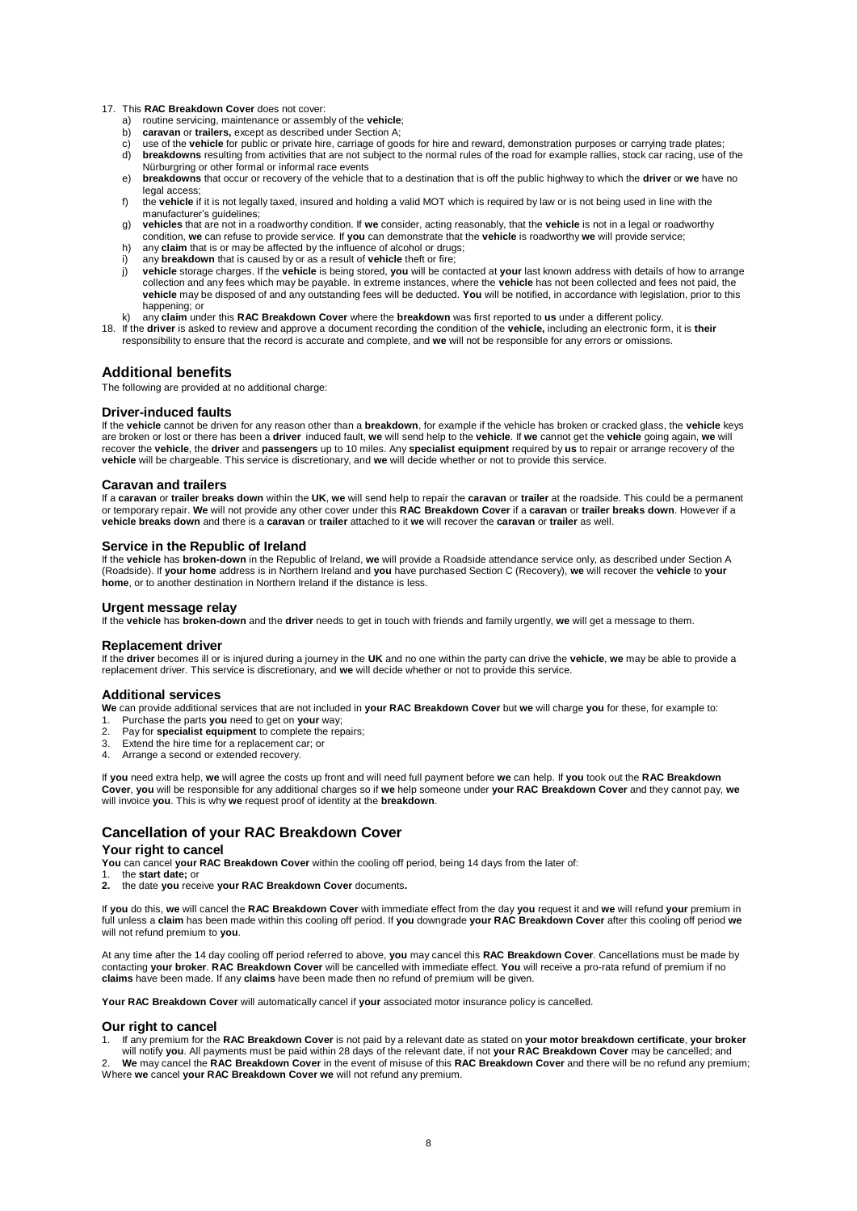17. This **RAC Breakdown Cover** does not cover:
    a) routine servicing, maintenance or assembly of the **vehicle**;
    b) **caravan** or **trailers,** except as described under Section A;
    c) use of the **vehicle** for public or private hire, carriage of goods for hire and reward, demonstration purposes or carrying trade plates;
    d) **breakdowns** resulting from activities that are not subject to the normal rules of the road for example rallies, stock car racing, use of the Nürburgring or other formal or informal race events
    e) **breakdowns** that occur or recovery of the vehicle that to a destination that is off the public highway to which the **driver** or **we** have no legal access;
    f) the **vehicle** if it is not legally taxed, insured and holding a valid MOT which is required by law or is not being used in line with the manufacturer's guidelines;
    g) **vehicles** that are not in a roadworthy condition. If **we** consider, acting reasonably, that the **vehicle** is not in a legal or roadworthy condition, **we** can refuse to provide service. If **you** can demonstrate that the **vehicle** is roadworthy **we** will provide service;
    h) any **claim** that is or may be affected by the influence of alcohol or drugs;
    i) any **breakdown** that is caused by or as a result of **vehicle** theft or fire;
    j) **vehicle** storage charges. If the **vehicle** is being stored, **you** will be contacted at **your** last known address with details of how to arrange collection and any fees which may be payable. In extreme instances, where the **vehicle** has not been collected and fees not paid, the **vehicle** may be disposed of and any outstanding fees will be deducted. **You** will be notified, in accordance with legislation, prior to this happening; or
    k) any **claim** under this **RAC Breakdown Cover** where the **breakdown** was first reported to **us** under a different policy.
18. If the **driver** is asked to review and approve a document recording the condition of the **vehicle,** including an electronic form, it is **their** responsibility to ensure that the record is accurate and complete, and **we** will not be responsible for any errors or omissions.

## Additional benefits

The following are provided at no additional charge:

### Driver-induced faults

If the **vehicle** cannot be driven for any reason other than a **breakdown**, for example if the vehicle has broken or cracked glass, the **vehicle** keys are broken or lost or there has been a **driver** induced fault, **we** will send help to the **vehicle**. If **we** cannot get the **vehicle** going again, **we** will recover the **vehicle**, the **driver** and **passengers** up to 10 miles. Any **specialist equipment** required by **us** to repair or arrange recovery of the **vehicle** will be chargeable. This service is discretionary, and **we** will decide whether or not to provide this service.

### Caravan and trailers

If a **caravan** or **trailer breaks down** within the **UK**, **we** will send help to repair the **caravan** or **trailer** at the roadside. This could be a permanent or temporary repair. **We** will not provide any other cover under this **RAC Breakdown Cover** if a **caravan** or **trailer breaks down**. However if a **vehicle breaks down** and there is a **caravan** or **trailer** attached to it **we** will recover the **caravan** or **trailer** as well.

### Service in the Republic of Ireland

If the **vehicle** has **broken-down** in the Republic of Ireland, **we** will provide a Roadside attendance service only, as described under Section A (Roadside). If **your home** address is in Northern Ireland and **you** have purchased Section C (Recovery), **we** will recover the **vehicle** to **your home**, or to another destination in Northern Ireland if the distance is less.

### Urgent message relay

If the **vehicle** has **broken-down** and the **driver** needs to get in touch with friends and family urgently, **we** will get a message to them.

### Replacement driver

If the **driver** becomes ill or is injured during a journey in the **UK** and no one within the party can drive the **vehicle**, **we** may be able to provide a replacement driver. This service is discretionary, and **we** will decide whether or not to provide this service.

### Additional services

**We** can provide additional services that are not included in **your RAC Breakdown Cover** but **we** will charge **you** for these, for example to:

1. Purchase the parts **you** need to get on **your** way;
2. Pay for **specialist equipment** to complete the repairs;
3. Extend the hire time for a replacement car; or
4. Arrange a second or extended recovery.

If **you** need extra help, **we** will agree the costs up front and will need full payment before **we** can help. If **you** took out the **RAC Breakdown Cover**, **you** will be responsible for any additional charges so if **we** help someone under **your RAC Breakdown Cover** and they cannot pay, **we** will invoice **you**. This is why **we** request proof of identity at the **breakdown**.

## Cancellation of your RAC Breakdown Cover

### Your right to cancel

**You** can cancel **your RAC Breakdown Cover** within the cooling off period, being 14 days from the later of:

1. the **start date;** or
2. the date **you** receive **your RAC Breakdown Cover** documents**.**

If **you** do this, **we** will cancel the **RAC Breakdown Cover** with immediate effect from the day **you** request it and **we** will refund **your** premium in full unless a **claim** has been made within this cooling off period. If **you** downgrade **your RAC Breakdown Cover** after this cooling off period **we** will not refund premium to **you**.

At any time after the 14 day cooling off period referred to above, **you** may cancel this **RAC Breakdown Cover**. Cancellations must be made by contacting **your broker**. **RAC Breakdown Cover** will be cancelled with immediate effect. **You** will receive a pro-rata refund of premium if no **claims** have been made. If any **claims** have been made then no refund of premium will be given.

**Your RAC Breakdown Cover** will automatically cancel if **your** associated motor insurance policy is cancelled.

### Our right to cancel

1. If any premium for the **RAC Breakdown Cover** is not paid by a relevant date as stated on **your motor breakdown certificate**, **your broker** will notify **you**. All payments must be paid within 28 days of the relevant date, if not **your RAC Breakdown Cover** may be cancelled; and
2. **We** may cancel the **RAC Breakdown Cover** in the event of misuse of this **RAC Breakdown Cover** and there will be no refund any premium;

Where **we** cancel **your RAC Breakdown Cover we** will not refund any premium.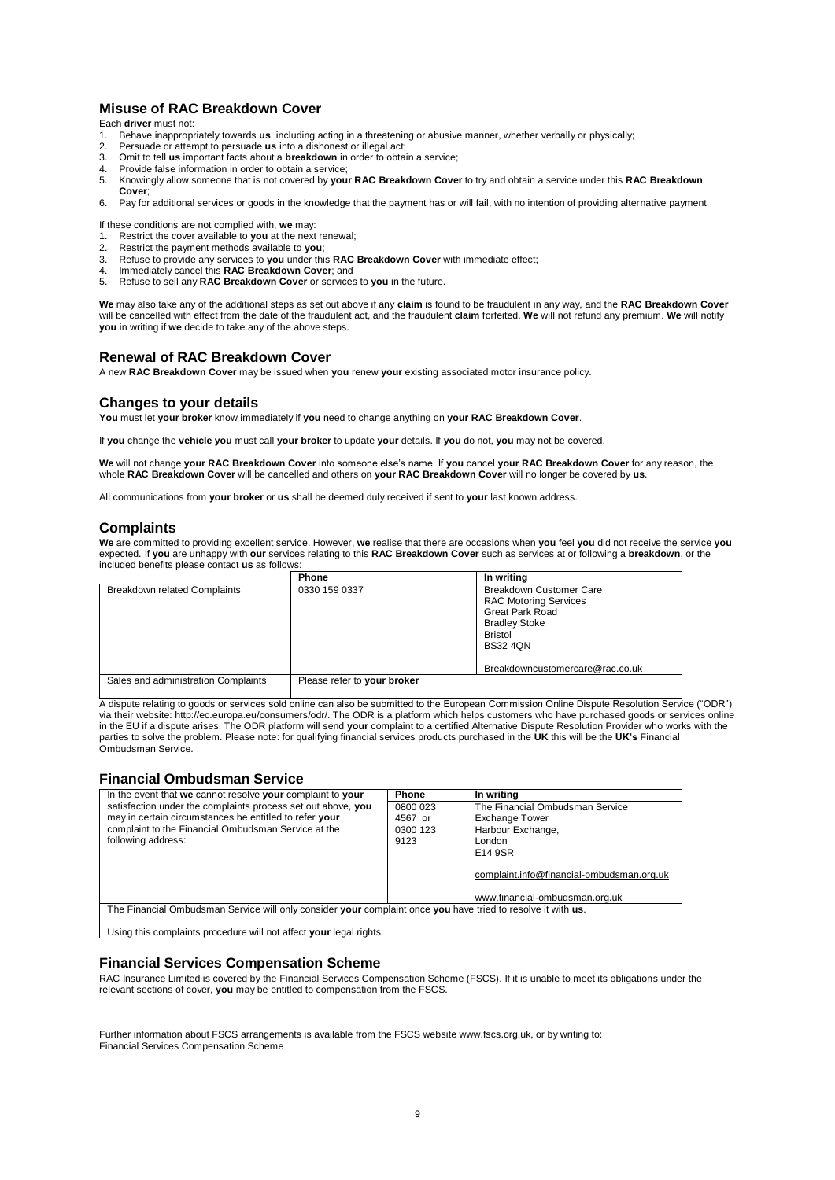## Misuse of RAC Breakdown Cover

Each **driver** must not:

1. Behave inappropriately towards **us**, including acting in a threatening or abusive manner, whether verbally or physically;
2. Persuade or attempt to persuade **us** into a dishonest or illegal act;
3. Omit to tell **us** important facts about a **breakdown** in order to obtain a service;
4. Provide false information in order to obtain a service;
5. Knowingly allow someone that is not covered by **your RAC Breakdown Cover** to try and obtain a service under this **RAC Breakdown Cover**;
6. Pay for additional services or goods in the knowledge that the payment has or will fail, with no intention of providing alternative payment.

If these conditions are not complied with, **we** may:

1. Restrict the cover available to **you** at the next renewal;
2. Restrict the payment methods available to **you**;
3. Refuse to provide any services to **you** under this **RAC Breakdown Cover** with immediate effect;
4. Immediately cancel this **RAC Breakdown Cover**; and
5. Refuse to sell any **RAC Breakdown Cover** or services to **you** in the future.

**We** may also take any of the additional steps as set out above if any **claim** is found to be fraudulent in any way, and the **RAC Breakdown Cover** will be cancelled with effect from the date of the fraudulent act, and the fraudulent **claim** forfeited. **We** will not refund any premium. **We** will notify **you** in writing if **we** decide to take any of the above steps.

## Renewal of RAC Breakdown Cover

A new **RAC Breakdown Cover** may be issued when **you** renew **your** existing associated motor insurance policy.

## Changes to your details

**You** must let **your broker** know immediately if **you** need to change anything on **your RAC Breakdown Cover**.

If **you** change the **vehicle you** must call **your broker** to update **your** details. If **you** do not, **you** may not be covered.

**We** will not change **your RAC Breakdown Cover** into someone else's name. If **you** cancel **your RAC Breakdown Cover** for any reason, the whole **RAC Breakdown Cover** will be cancelled and others on **your RAC Breakdown Cover** will no longer be covered by **us**.

All communications from **your broker** or **us** shall be deemed duly received if sent to **your** last known address.

## Complaints

**We** are committed to providing excellent service. However, **we** realise that there are occasions when **you** feel **you** did not receive the service **you** expected. If **you** are unhappy with **our** services relating to this **RAC Breakdown Cover** such as services at or following a **breakdown**, or the included benefits please contact **us** as follows:

| | Phone | In writing |
|---|---|---|
| Breakdown related Complaints | 0330 159 0337 | Breakdown Customer Care<br>RAC Motoring Services<br>Great Park Road<br>Bradley Stoke<br>Bristol<br>BS32 4QN<br><br>Breakdowncustomercare@rac.co.uk |
| Sales and administration Complaints | Please refer to **your broker** | |

A dispute relating to goods or services sold online can also be submitted to the European Commission Online Dispute Resolution Service ("ODR") via their website: http://ec.europa.eu/consumers/odr/. The ODR is a platform which helps customers who have purchased goods or services online in the EU if a dispute arises. The ODR platform will send **your** complaint to a certified Alternative Dispute Resolution Provider who works with the parties to solve the problem. Please note: for qualifying financial services products purchased in the **UK** this will be the **UK's** Financial Ombudsman Service.

## Financial Ombudsman Service

| In the event that we cannot resolve your complaint to your satisfaction under the complaints process set out above, you may in certain circumstances be entitled to refer your complaint to the Financial Ombudsman Service at the following address: | Phone | In writing |
|---|---|---|
| | 0800 023 4567 or 0300 123 9123 | The Financial Ombudsman Service<br>Exchange Tower<br>Harbour Exchange,<br>London<br>E14 9SR<br><br>complaint.info@financial-ombudsman.org.uk<br><br>www.financial-ombudsman.org.uk |

The Financial Ombudsman Service will only consider **your** complaint once **you** have tried to resolve it with **us**.

Using this complaints procedure will not affect **your** legal rights.

## Financial Services Compensation Scheme

RAC Insurance Limited is covered by the Financial Services Compensation Scheme (FSCS). If it is unable to meet its obligations under the relevant sections of cover, **you** may be entitled to compensation from the FSCS.

Further information about FSCS arrangements is available from the FSCS website www.fscs.org.uk, or by writing to:
Financial Services Compensation Scheme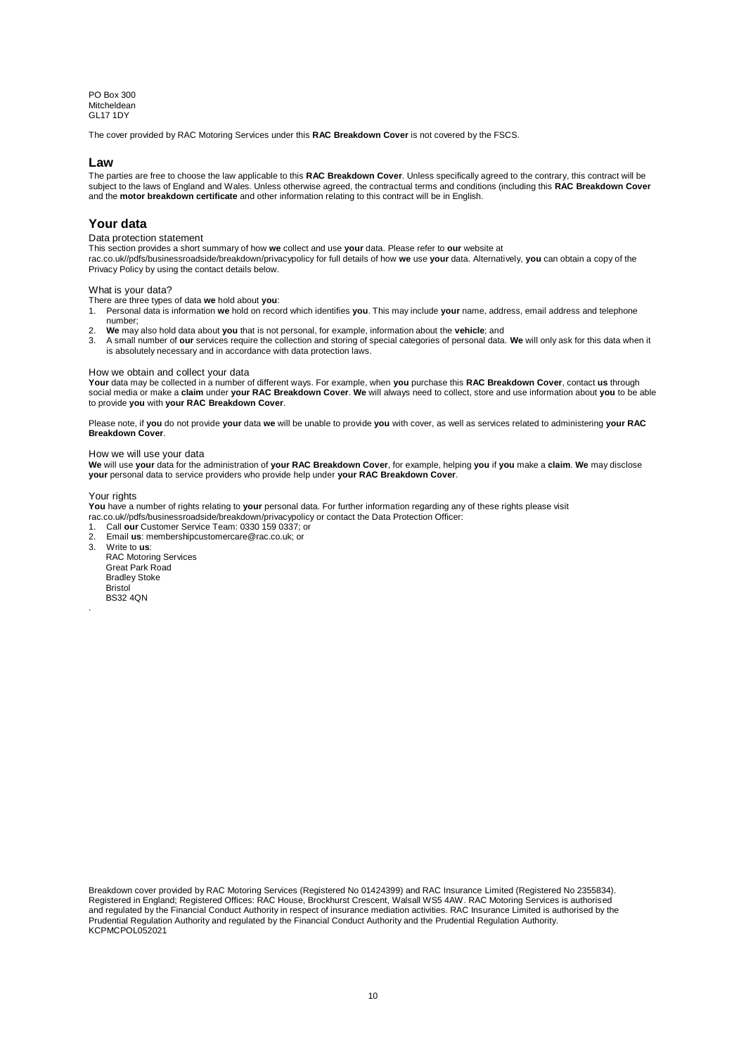PO Box 300
Mitcheldean
GL17 1DY

The cover provided by RAC Motoring Services under this **RAC Breakdown Cover** is not covered by the FSCS.

## Law

The parties are free to choose the law applicable to this **RAC Breakdown Cover**. Unless specifically agreed to the contrary, this contract will be subject to the laws of England and Wales. Unless otherwise agreed, the contractual terms and conditions (including this **RAC Breakdown Cover** and the **motor breakdown certificate** and other information relating to this contract will be in English.

## Your data

Data protection statement

This section provides a short summary of how **we** collect and use **your** data. Please refer to **our** website at rac.co.uk//pdfs/businessroadside/breakdown/privacypolicy for full details of how **we** use **your** data. Alternatively, **you** can obtain a copy of the Privacy Policy by using the contact details below.

What is your data?

There are three types of data **we** hold about **you**:

1. Personal data is information **we** hold on record which identifies **you**. This may include **your** name, address, email address and telephone number;
2. **We** may also hold data about **you** that is not personal, for example, information about the **vehicle**; and
3. A small number of **our** services require the collection and storing of special categories of personal data. **We** will only ask for this data when it is absolutely necessary and in accordance with data protection laws.

How we obtain and collect your data

**Your** data may be collected in a number of different ways. For example, when **you** purchase this **RAC Breakdown Cover**, contact **us** through social media or make a **claim** under **your RAC Breakdown Cover**. **We** will always need to collect, store and use information about **you** to be able to provide **you** with **your RAC Breakdown Cover**.

Please note, if **you** do not provide **your** data **we** will be unable to provide **you** with cover, as well as services related to administering **your RAC Breakdown Cover**.

How we will use your data

**We** will use **your** data for the administration of **your RAC Breakdown Cover**, for example, helping **you** if **you** make a **claim**. **We** may disclose **your** personal data to service providers who provide help under **your RAC Breakdown Cover**.

Your rights

**You** have a number of rights relating to **your** personal data. For further information regarding any of these rights please visit rac.co.uk//pdfs/businessroadside/breakdown/privacypolicy or contact the Data Protection Officer:

1. Call **our** Customer Service Team: 0330 159 0337; or
2. Email **us**: membershipcustomercare@rac.co.uk; or
3. Write to **us**:
   RAC Motoring Services
   Great Park Road
   Bradley Stoke
   Bristol
   BS32 4QN

.

Breakdown cover provided by RAC Motoring Services (Registered No 01424399) and RAC Insurance Limited (Registered No 2355834). Registered in England; Registered Offices: RAC House, Brockhurst Crescent, Walsall WS5 4AW. RAC Motoring Services is authorised and regulated by the Financial Conduct Authority in respect of insurance mediation activities. RAC Insurance Limited is authorised by the Prudential Regulation Authority and regulated by the Financial Conduct Authority and the Prudential Regulation Authority.
KCPMCPOL052021